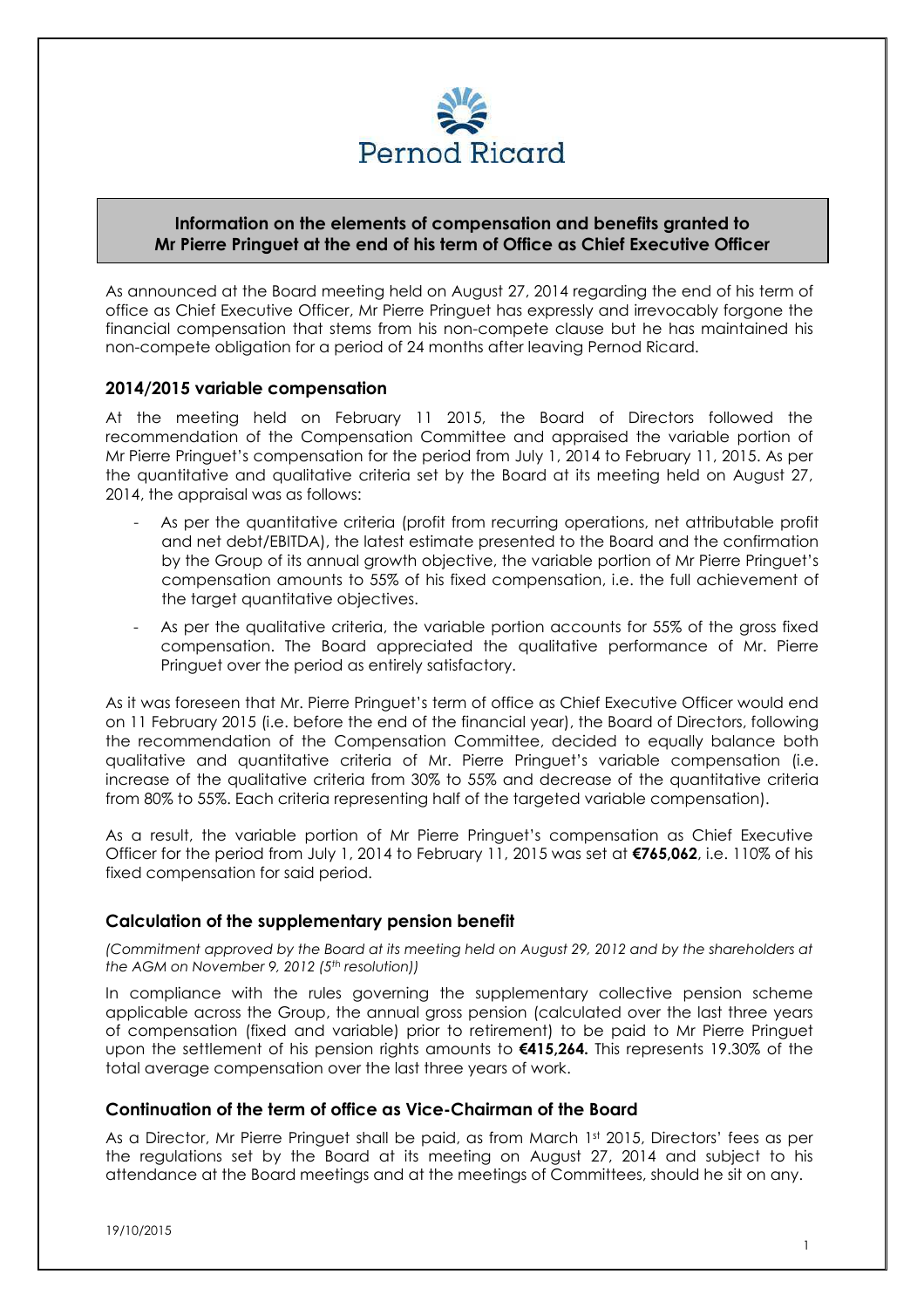## Information on the elements of compensation and benefits granted to Mr Pierre Pringuet at the end of his term of Office as Chief Executive Officer

As announced at the Board meeting held on August 27, 2014 regarding the end of his term of office as Chief Executive Officer, Mr Pierre Pringuet has expressly and irrevocably forgone the financial compensation that stems from his non-compete clause but he has maintained his non-compete obligation for a period of 24 months after leaving Pernod Ricard.

### 2014/2015 variable compensation

At the meeting held on February 11 2015, the Board of Directors followed the recommendation of the Compensation Committee and appraised the variable portion of Mr Pierre Pringuet's compensation for the period from July 1, 2014 to February 11, 2015. As per the quantitative and qualitative criteria set by the Board at its meeting held on August 27, 2014, the appraisal was as follows:

- As per the quantitative criteria (profit from recurring operations, net attributable profit and net debt/EBITDA), the latest estimate presented to the Board and the confirmation by the Group of its annual growth objective, the variable portion of Mr Pierre Pringuet's compensation amounts to 55% of his fixed compensation, i.e. the full achievement of the target quantitative objectives.
- As per the qualitative criteria, the variable portion accounts for 55% of the gross fixed compensation. The Board appreciated the qualitative performance of Mr. Pierre Pringuet over the period as entirely satisfactory.

As it was foreseen that Mr. Pierre Pringuet's term of office as Chief Executive Officer would end on 11 February 2015 (i.e. before the end of the financial year), the Board of Directors, following the recommendation of the Compensation Committee, decided to equally balance both qualitative and quantitative criteria of Mr. Pierre Pringuet's variable compensation (i.e. increase of the qualitative criteria from 30% to 55% and decrease of the quantitative criteria from 80% to 55%. Each criteria representing half of the targeted variable compensation).

As a result, the variable portion of Mr Pierre Pringuet's compensation as Chief Executive Officer for the period from July 1, 2014 to February 11, 2015 was set at **€765,062**, i.e. 110% of his fixed compensation for said period.

### Calculation of the supplementary pension benefit

*(Commitment approved by the Board at its meeting held on August 29, 2012 and by the shareholders at the AGM on November 9, 2012 (5th resolution))*

In compliance with the rules governing the supplementary collective pension scheme applicable across the Group, the annual gross pension (calculated over the last three years of compensation (fixed and variable) prior to retirement) to be paid to Mr Pierre Pringuet upon the settlement of his pension rights amounts to **€415,264.** This represents 19.30% of the total average compensation over the last three years of work.

### Continuation of the term of office as Vice-Chairman of the Board

As a Director, Mr Pierre Pringuet shall be paid, as from March 1st 2015, Directors' fees as per the regulations set by the Board at its meeting on August 27, 2014 and subject to his attendance at the Board meetings and at the meetings of Committees, should he sit on any.

19/10/2015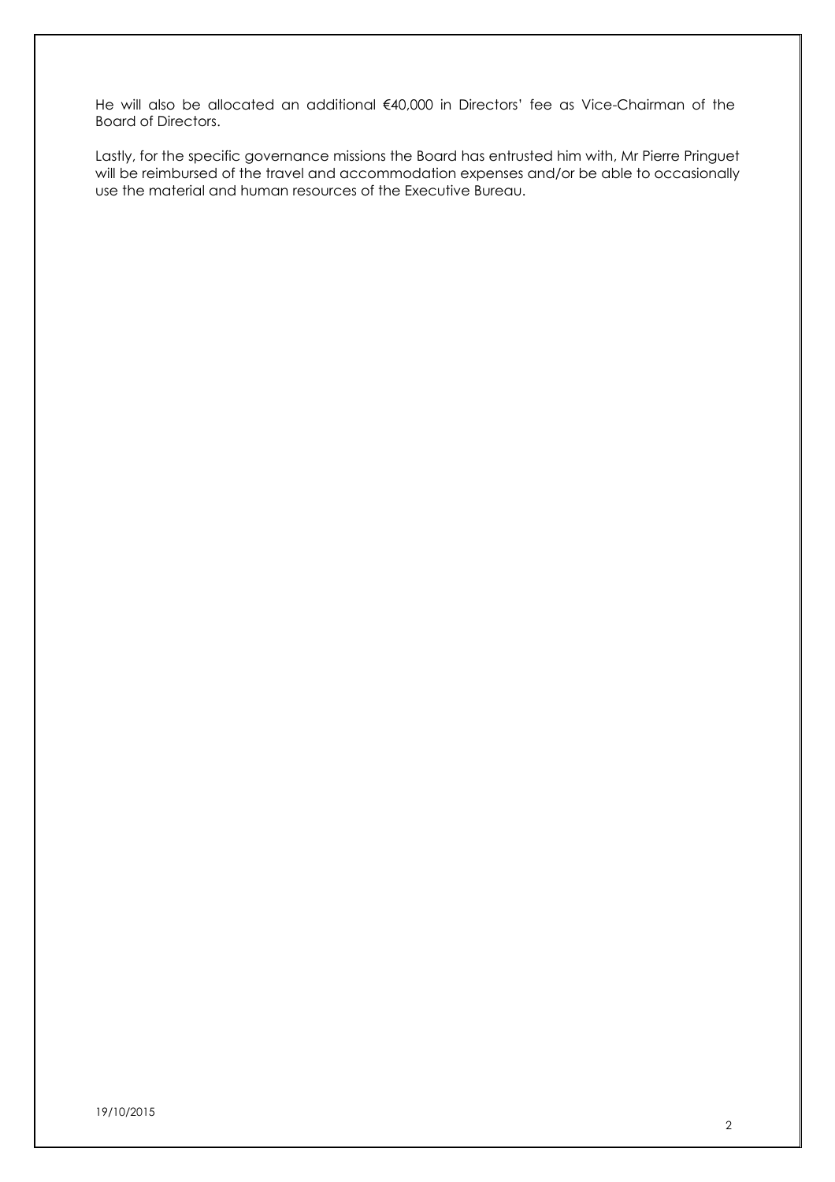He will also be allocated an additional €40,000 in Directors' fee as Vice-Chairman of the Board of Directors.

Lastly, for the specific governance missions the Board has entrusted him with, Mr Pierre Pringuet will be reimbursed of the travel and accommodation expenses and/or be able to occasionally use the material and human resources of the Executive Bureau.

19/10/2015